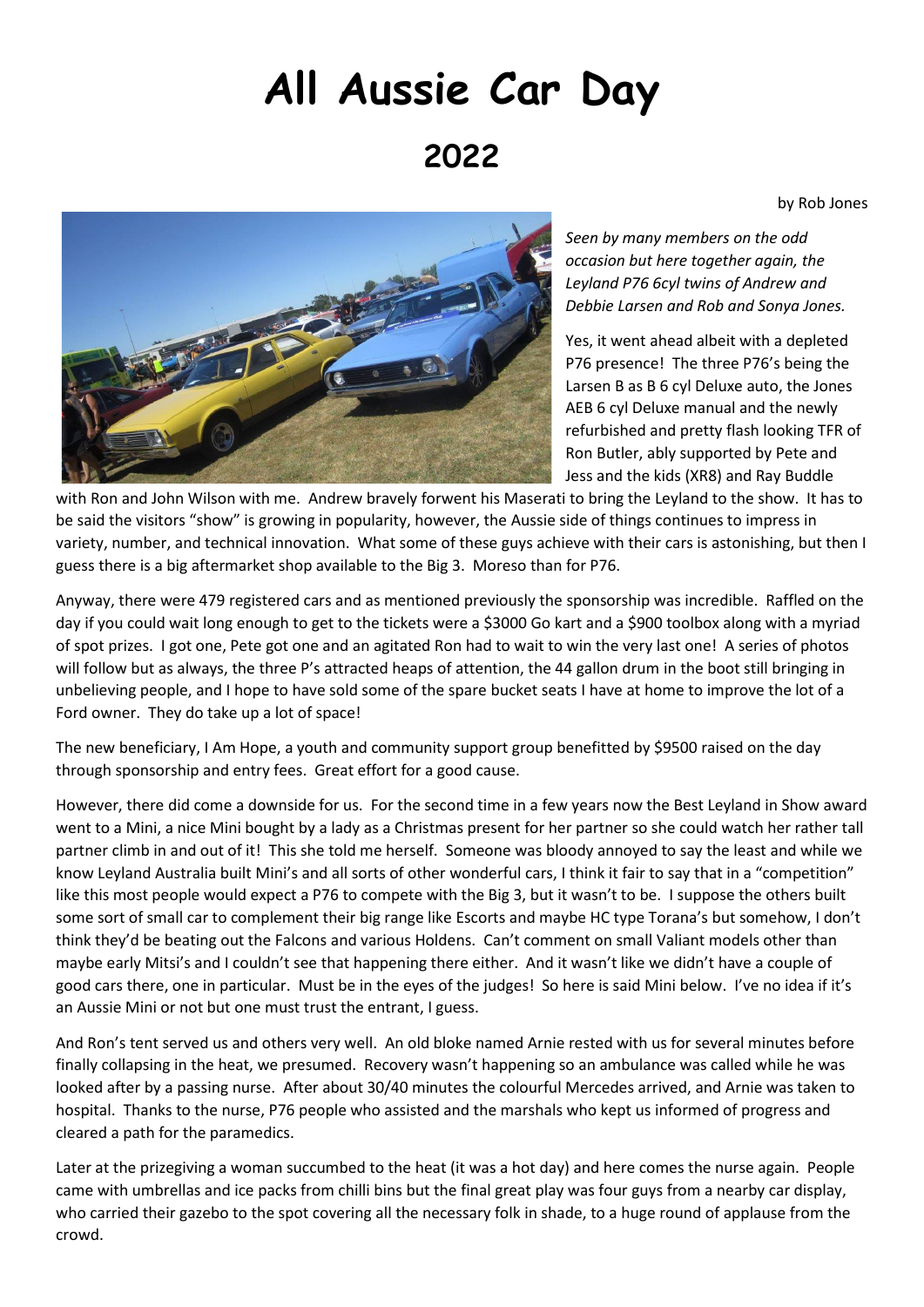# All Aussie Car Day

## 2022

by Rob Jones

*Seen by many members on the odd occasion but here together again, the Leyland P76 6cyl twins of Andrew and Debbie Larsen and Rob and Sonya Jones.*

Yes, it went ahead albeit with a depleted P76 presence! The three P76's being the Larsen B as B 6 cyl Deluxe auto, the Jones AEB 6 cyl Deluxe manual and the newly refurbished and pretty flash looking TFR of Ron Butler, ably supported by Pete and Jess and the kids (XR8) and Ray Buddle with Ron and John Wilson with me. Andrew bravely forwent his Maserati to bring the Leyland to the show. It has to be said the visitors "show" is growing in popularity, however, the Aussie side of things continues to impress in variety, number, and technical innovation. What some of these guys achieve with their cars is astonishing, but then I guess there is a big aftermarket shop available to the Big 3. Moreso than for P76.

Anyway, there were 479 registered cars and as mentioned previously the sponsorship was incredible. Raffled on the day if you could wait long enough to get to the tickets were a $3000 Go kart and a $900 toolbox along with a myriad of spot prizes. I got one, Pete got one and an agitated Ron had to wait to win the very last one! A series of photos will follow but as always, the three P's attracted heaps of attention, the 44 gallon drum in the boot still bringing in unbelieving people, and I hope to have sold some of the spare bucket seats I have at home to improve the lot of a Ford owner. They do take up a lot of space!

The new beneficiary, I Am Hope, a youth and community support group benefitted by $9500 raised on the day through sponsorship and entry fees. Great effort for a good cause.

However, there did come a downside for us. For the second time in a few years now the Best Leyland in Show award went to a Mini, a nice Mini bought by a lady as a Christmas present for her partner so she could watch her rather tall partner climb in and out of it! This she told me herself. Someone was bloody annoyed to say the least and while we know Leyland Australia built Mini's and all sorts of other wonderful cars, I think it fair to say that in a "competition" like this most people would expect a P76 to compete with the Big 3, but it wasn't to be. I suppose the others built some sort of small car to complement their big range like Escorts and maybe HC type Torana's but somehow, I don't think they'd be beating out the Falcons and various Holdens. Can't comment on small Valiant models other than maybe early Mitsi's and I couldn't see that happening there either. And it wasn't like we didn't have a couple of good cars there, one in particular. Must be in the eyes of the judges! So here is said Mini below. I've no idea if it's an Aussie Mini or not but one must trust the entrant, I guess.

And Ron's tent served us and others very well. An old bloke named Arnie rested with us for several minutes before finally collapsing in the heat, we presumed. Recovery wasn't happening so an ambulance was called while he was looked after by a passing nurse. After about 30/40 minutes the colourful Mercedes arrived, and Arnie was taken to hospital. Thanks to the nurse, P76 people who assisted and the marshals who kept us informed of progress and cleared a path for the paramedics.

Later at the prizegiving a woman succumbed to the heat (it was a hot day) and here comes the nurse again. People came with umbrellas and ice packs from chilli bins but the final great play was four guys from a nearby car display, who carried their gazebo to the spot covering all the necessary folk in shade, to a huge round of applause from the crowd.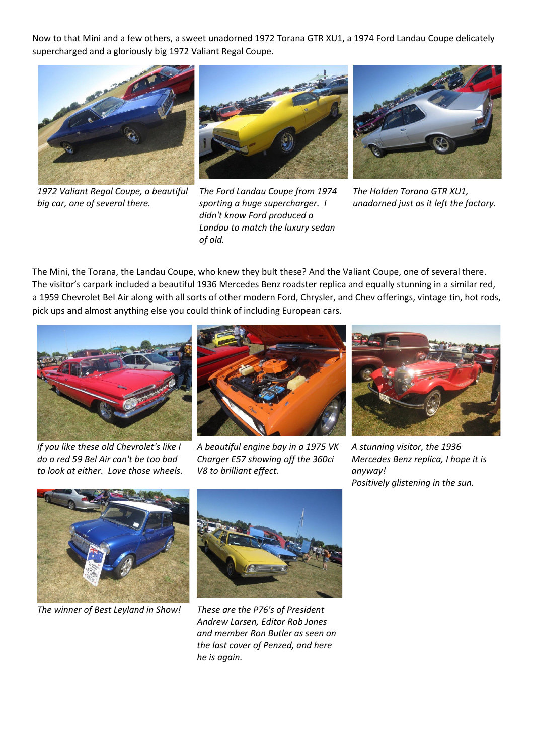Now to that Mini and a few others, a sweet unadorned 1972 Torana GTR XU1, a 1974 Ford Landau Coupe delicately supercharged and a gloriously big 1972 Valiant Regal Coupe.

*1972 Valiant Regal Coupe, a beautiful big car, one of several there.*

*The Ford Landau Coupe from 1974 sporting a huge supercharger. I didn't know Ford produced a Landau to match the luxury sedan of old.*

*The Holden Torana GTR XU1, unadorned just as it left the factory.*

The Mini, the Torana, the Landau Coupe, who knew they bult these? And the Valiant Coupe, one of several there. The visitor's carpark included a beautiful 1936 Mercedes Benz roadster replica and equally stunning in a similar red, a 1959 Chevrolet Bel Air along with all sorts of other modern Ford, Chrysler, and Chev offerings, vintage tin, hot rods, pick ups and almost anything else you could think of including European cars.

*If you like these old Chevrolet's like I do a red 59 Bel Air can't be too bad to look at either. Love those wheels.*

*A beautiful engine bay in a 1975 VK Charger E57 showing off the 360ci V8 to brilliant effect.*

*A stunning visitor, the 1936 Mercedes Benz replica, I hope it is anyway!*
*Positively glistening in the sun.*

*The winner of Best Leyland in Show!*

*These are the P76's of President Andrew Larsen, Editor Rob Jones and member Ron Butler as seen on the last cover of Penzed, and here he is again.*